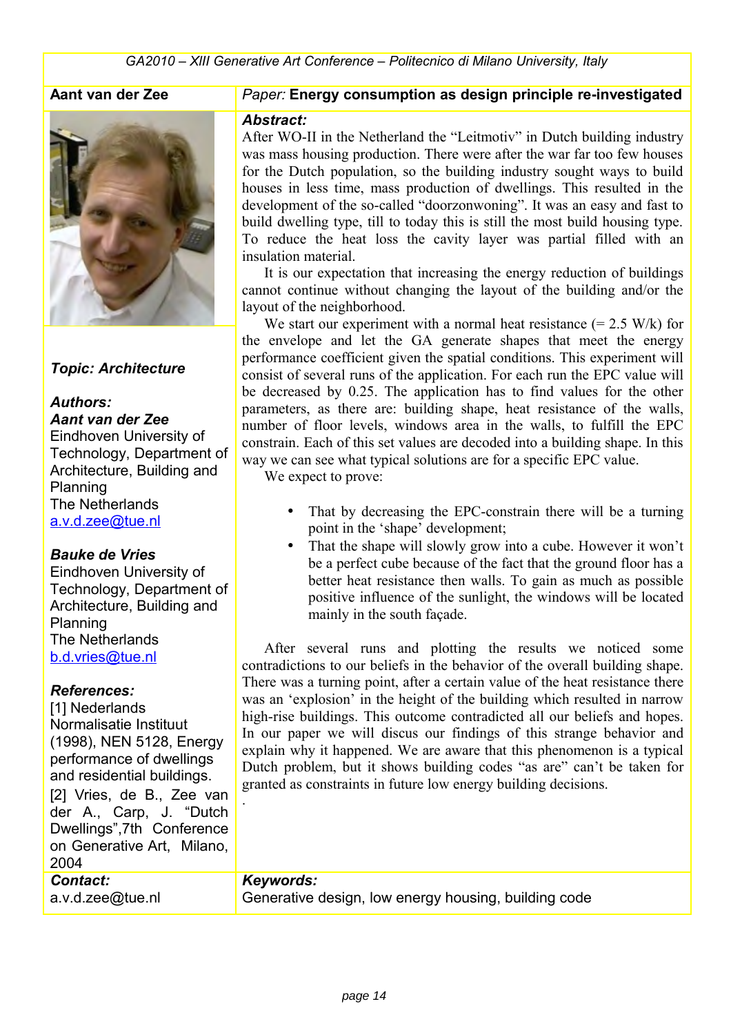GA2010 – XIII Generative Art Conference – Politecnico di Milano University, Italy

**Aant van der Zee**

*Paper:* **Energy consumption as design principle re-investigated**

***Topic: Architecture***

***Authors:***

***Aant van der Zee***
Eindhoven University of Technology, Department of Architecture, Building and Planning
The Netherlands
a.v.d.zee@tue.nl

***Bauke de Vries***
Eindhoven University of Technology, Department of Architecture, Building and Planning
The Netherlands
b.d.vries@tue.nl

***References:***

[1] Nederlands Normalisatie Instituut (1998), NEN 5128, Energy performance of dwellings and residential buildings.

[2] Vries, de B., Zee van der A., Carp, J. "Dutch Dwellings",7th Conference on Generative Art, Milano, 2004

***Abstract:***

After WO-II in the Netherland the "Leitmotiv" in Dutch building industry was mass housing production. There were after the war far too few houses for the Dutch population, so the building industry sought ways to build houses in less time, mass production of dwellings. This resulted in the development of the so-called "doorzonwoning". It was an easy and fast to build dwelling type, till to today this is still the most build housing type. To reduce the heat loss the cavity layer was partial filled with an insulation material.

It is our expectation that increasing the energy reduction of buildings cannot continue without changing the layout of the building and/or the layout of the neighborhood.

We start our experiment with a normal heat resistance (= 2.5 W/k) for the envelope and let the GA generate shapes that meet the energy performance coefficient given the spatial conditions. This experiment will consist of several runs of the application. For each run the EPC value will be decreased by 0.25. The application has to find values for the other parameters, as there are: building shape, heat resistance of the walls, number of floor levels, windows area in the walls, to fulfill the EPC constrain. Each of this set values are decoded into a building shape. In this way we can see what typical solutions are for a specific EPC value.

We expect to prove:

- That by decreasing the EPC-constrain there will be a turning point in the 'shape' development;
- That the shape will slowly grow into a cube. However it won't be a perfect cube because of the fact that the ground floor has a better heat resistance then walls. To gain as much as possible positive influence of the sunlight, the windows will be located mainly in the south façade.

After several runs and plotting the results we noticed some contradictions to our beliefs in the behavior of the overall building shape. There was a turning point, after a certain value of the heat resistance there was an 'explosion' in the height of the building which resulted in narrow high-rise buildings. This outcome contradicted all our beliefs and hopes. In our paper we will discus our findings of this strange behavior and explain why it happened. We are aware that this phenomenon is a typical Dutch problem, but it shows building codes "as are" can't be taken for granted as constraints in future low energy building decisions.

.

***Contact:***
a.v.d.zee@tue.nl

***Keywords:***
Generative design, low energy housing, building code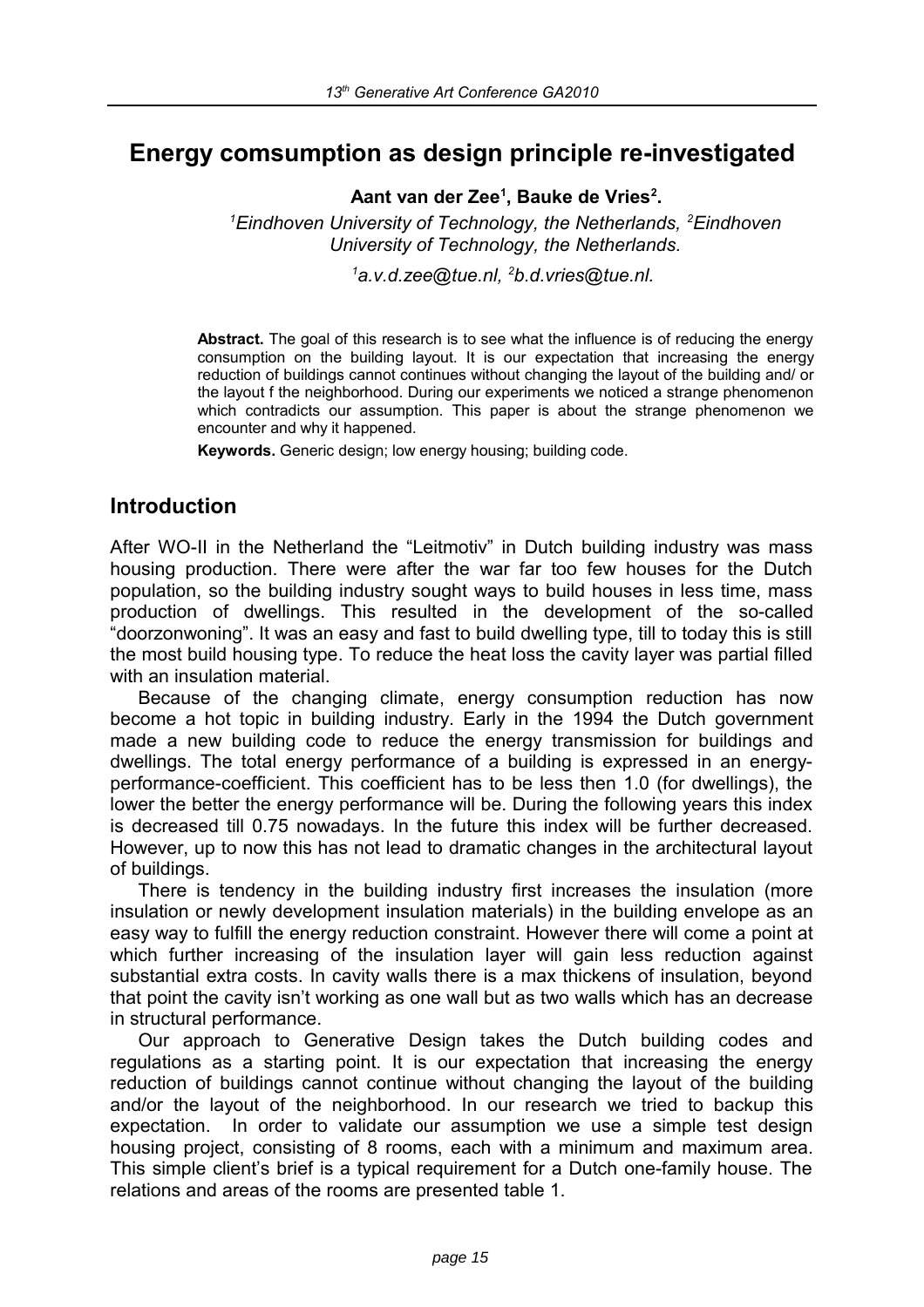# Energy comsumption as design principle re-investigated

**Aant van der Zee[1], Bauke de Vries[2].**

*[1]Eindhoven University of Technology, the Netherlands, [2]Eindhoven University of Technology, the Netherlands.*

*[1]a.v.d.zee@tue.nl, [2]b.d.vries@tue.nl.*

**Abstract.** The goal of this research is to see what the influence is of reducing the energy consumption on the building layout. It is our expectation that increasing the energy reduction of buildings cannot continues without changing the layout of the building and/ or the layout f the neighborhood. During our experiments we noticed a strange phenomenon which contradicts our assumption. This paper is about the strange phenomenon we encounter and why it happened.

**Keywords.** Generic design; low energy housing; building code.

## Introduction

After WO-II in the Netherland the "Leitmotiv" in Dutch building industry was mass housing production. There were after the war far too few houses for the Dutch population, so the building industry sought ways to build houses in less time, mass production of dwellings. This resulted in the development of the so-called "doorzonwoning". It was an easy and fast to build dwelling type, till to today this is still the most build housing type. To reduce the heat loss the cavity layer was partial filled with an insulation material.

Because of the changing climate, energy consumption reduction has now become a hot topic in building industry. Early in the 1994 the Dutch government made a new building code to reduce the energy transmission for buildings and dwellings. The total energy performance of a building is expressed in an energy-performance-coefficient. This coefficient has to be less then 1.0 (for dwellings), the lower the better the energy performance will be. During the following years this index is decreased till 0.75 nowadays. In the future this index will be further decreased. However, up to now this has not lead to dramatic changes in the architectural layout of buildings.

There is tendency in the building industry first increases the insulation (more insulation or newly development insulation materials) in the building envelope as an easy way to fulfill the energy reduction constraint. However there will come a point at which further increasing of the insulation layer will gain less reduction against substantial extra costs. In cavity walls there is a max thickens of insulation, beyond that point the cavity isn't working as one wall but as two walls which has an decrease in structural performance.

Our approach to Generative Design takes the Dutch building codes and regulations as a starting point. It is our expectation that increasing the energy reduction of buildings cannot continue without changing the layout of the building and/or the layout of the neighborhood. In our research we tried to backup this expectation. In order to validate our assumption we use a simple test design housing project, consisting of 8 rooms, each with a minimum and maximum area. This simple client's brief is a typical requirement for a Dutch one-family house. The relations and areas of the rooms are presented table 1.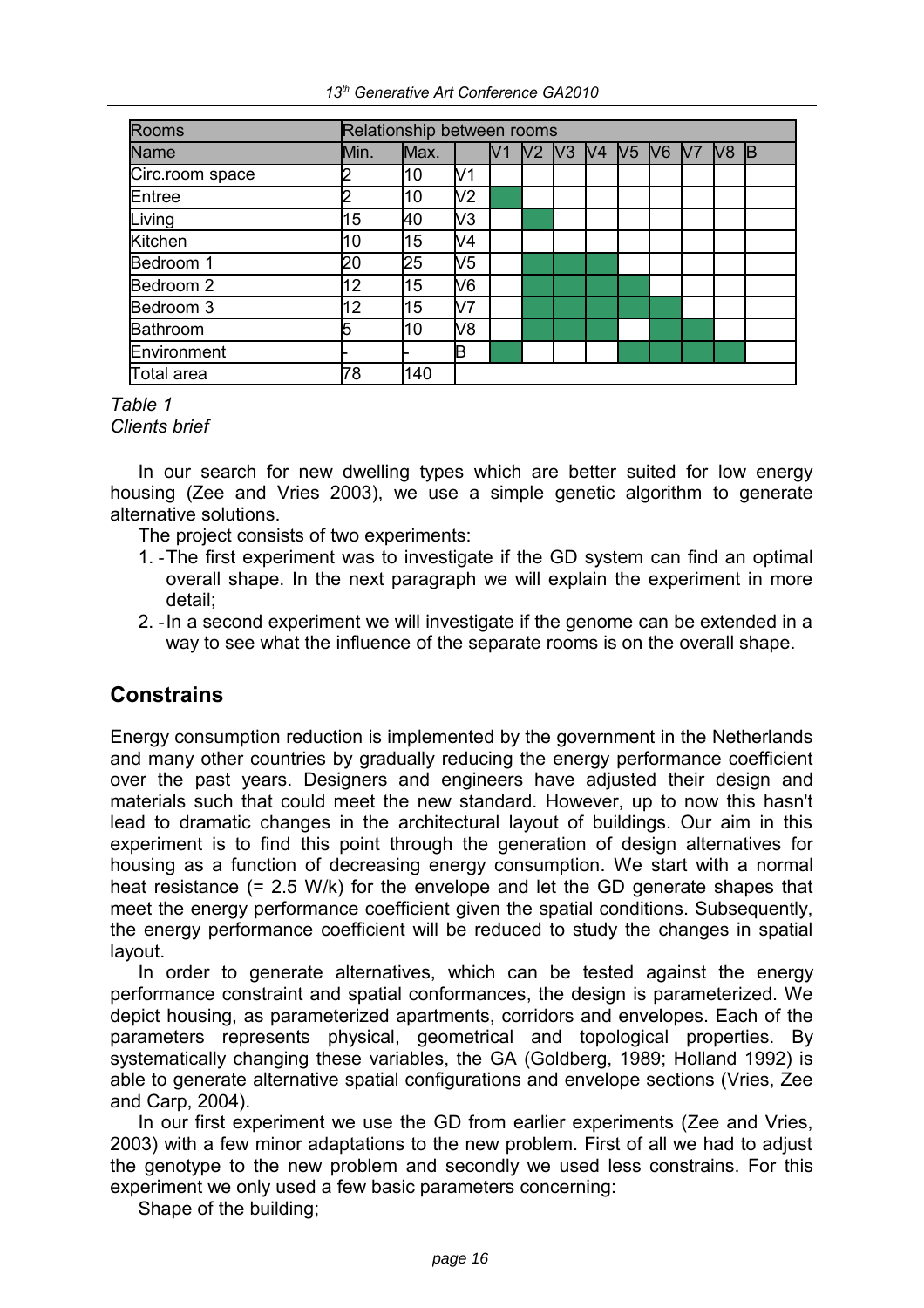| Rooms | Relationship between rooms | | | | | | | | | | | |
|---|---|---|---|---|---|---|---|---|---|---|---|---|
| Name | Min. | Max. | | V1 | V2 | V3 | V4 | V5 | V6 | V7 | V8 | B |
| Circ.room space | 2 | 10 | V1 | | | | | | | | | |
| Entree | 2 | 10 | V2 | X | | | | | | | | |
| Living | 15 | 40 | V3 | | X | | | | | | | |
| Kitchen | 10 | 15 | V4 | | | | | | | | | |
| Bedroom 1 | 20 | 25 | V5 | | X | X | X | | | | | |
| Bedroom 2 | 12 | 15 | V6 | | X | X | X | X | | | | |
| Bedroom 3 | 12 | 15 | V7 | | X | X | X | X | X | | | |
| Bathroom | 5 | 10 | V8 | | X | X | X | | X | X | | |
| Environment | - | - | B | X | | | | X | X | X | X | |
| Total area | 78 | 140 | | | | | | | | | | |

*Table 1*
*Clients brief*

In our search for new dwelling types which are better suited for low energy housing (Zee and Vries 2003), we use a simple genetic algorithm to generate alternative solutions.

The project consists of two experiments:

1. -The first experiment was to investigate if the GD system can find an optimal overall shape. In the next paragraph we will explain the experiment in more detail;
2. -In a second experiment we will investigate if the genome can be extended in a way to see what the influence of the separate rooms is on the overall shape.

## Constrains

Energy consumption reduction is implemented by the government in the Netherlands and many other countries by gradually reducing the energy performance coefficient over the past years. Designers and engineers have adjusted their design and materials such that could meet the new standard. However, up to now this hasn't lead to dramatic changes in the architectural layout of buildings. Our aim in this experiment is to find this point through the generation of design alternatives for housing as a function of decreasing energy consumption. We start with a normal heat resistance (= 2.5 W/k) for the envelope and let the GD generate shapes that meet the energy performance coefficient given the spatial conditions. Subsequently, the energy performance coefficient will be reduced to study the changes in spatial layout.

In order to generate alternatives, which can be tested against the energy performance constraint and spatial conformances, the design is parameterized. We depict housing, as parameterized apartments, corridors and envelopes. Each of the parameters represents physical, geometrical and topological properties. By systematically changing these variables, the GA (Goldberg, 1989; Holland 1992) is able to generate alternative spatial configurations and envelope sections (Vries, Zee and Carp, 2004).

In our first experiment we use the GD from earlier experiments (Zee and Vries, 2003) with a few minor adaptations to the new problem. First of all we had to adjust the genotype to the new problem and secondly we used less constrains. For this experiment we only used a few basic parameters concerning:

Shape of the building;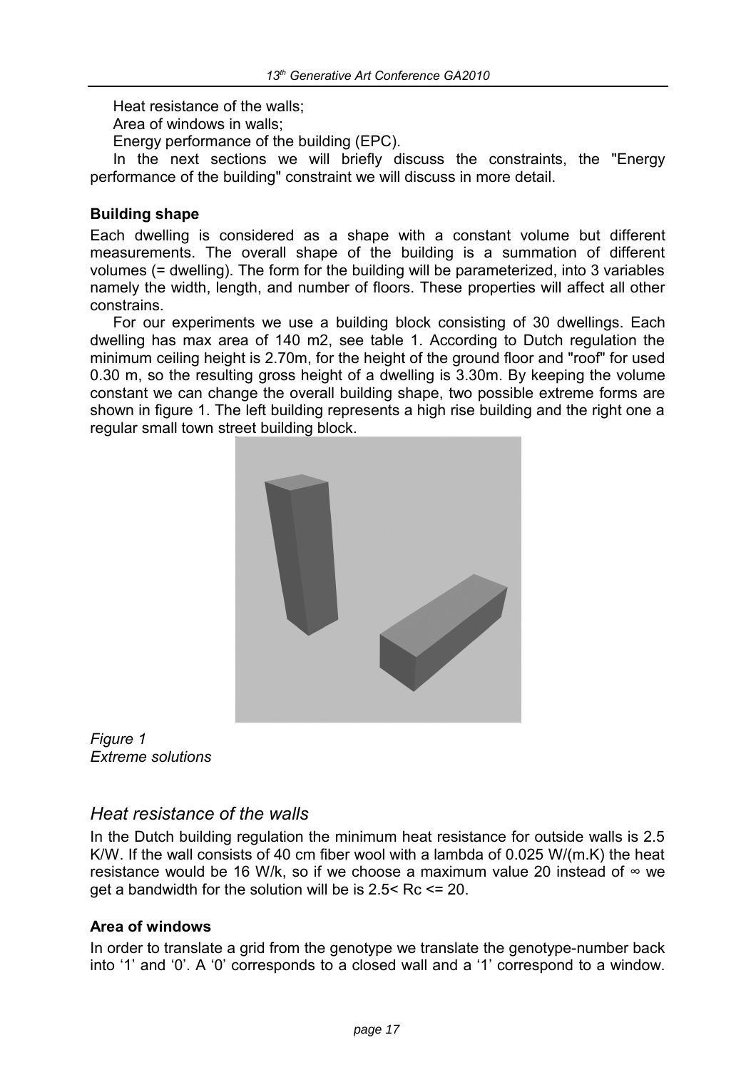Heat resistance of the walls;

Area of windows in walls;

Energy performance of the building (EPC).

In the next sections we will briefly discuss the constraints, the "Energy performance of the building" constraint we will discuss in more detail.

**Building shape**

Each dwelling is considered as a shape with a constant volume but different measurements. The overall shape of the building is a summation of different volumes (= dwelling). The form for the building will be parameterized, into 3 variables namely the width, length, and number of floors. These properties will affect all other constrains.

For our experiments we use a building block consisting of 30 dwellings. Each dwelling has max area of 140 m2, see table 1. According to Dutch regulation the minimum ceiling height is 2.70m, for the height of the ground floor and "roof" for used 0.30 m, so the resulting gross height of a dwelling is 3.30m. By keeping the volume constant we can change the overall building shape, two possible extreme forms are shown in figure 1. The left building represents a high rise building and the right one a regular small town street building block.

*Figure 1*
*Extreme solutions*

## *Heat resistance of the walls*

In the Dutch building regulation the minimum heat resistance for outside walls is 2.5 K/W. If the wall consists of 40 cm fiber wool with a lambda of 0.025 W/(m.K) the heat resistance would be 16 W/k, so if we choose a maximum value 20 instead of $\infty$ we get a bandwidth for the solution will be is $2.5 < Rc <= 20$.

**Area of windows**

In order to translate a grid from the genotype we translate the genotype-number back into '1' and '0'. A '0' corresponds to a closed wall and a '1' correspond to a window.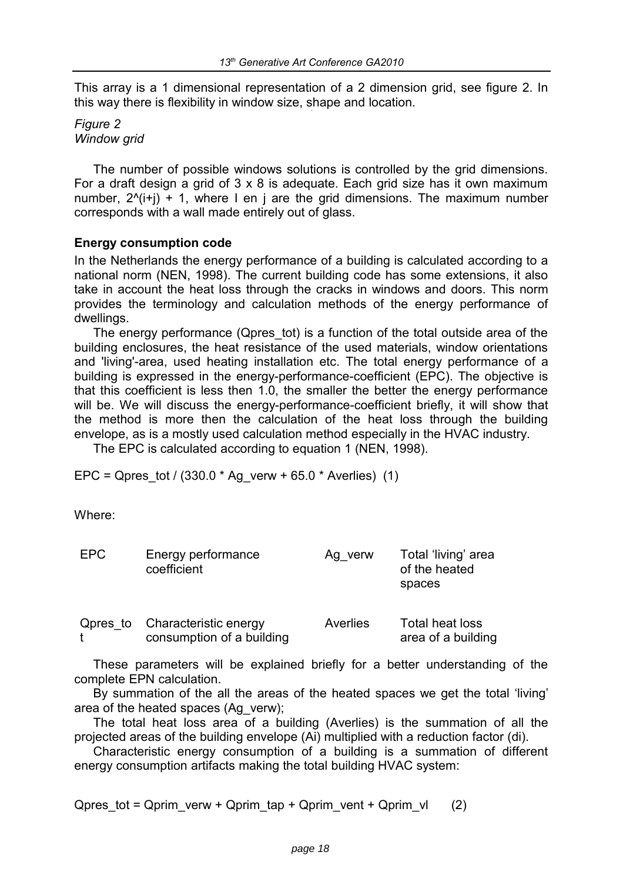This array is a 1 dimensional representation of a 2 dimension grid, see figure 2. In this way there is flexibility in window size, shape and location.

*Figure 2*
*Window grid*

The number of possible windows solutions is controlled by the grid dimensions. For a draft design a grid of 3 x 8 is adequate. Each grid size has it own maximum number, $2^{(i+j)} + 1$, where I en j are the grid dimensions. The maximum number corresponds with a wall made entirely out of glass.

**Energy consumption code**

In the Netherlands the energy performance of a building is calculated according to a national norm (NEN, 1998). The current building code has some extensions, it also take in account the heat loss through the cracks in windows and doors. This norm provides the terminology and calculation methods of the energy performance of dwellings.

The energy performance (Qpres_tot) is a function of the total outside area of the building enclosures, the heat resistance of the used materials, window orientations and 'living'-area, used heating installation etc. The total energy performance of a building is expressed in the energy-performance-coefficient (EPC). The objective is that this coefficient is less then 1.0, the smaller the better the energy performance will be. We will discuss the energy-performance-coefficient briefly, it will show that the method is more then the calculation of the heat loss through the building envelope, as is a mostly used calculation method especially in the HVAC industry.

The EPC is calculated according to equation 1 (NEN, 1998).

$$EPC = Qpres\_tot / (330.0 * Ag\_verw + 65.0 * Averlies) \quad (1)$$

Where:

| | | | |
|---|---|---|---|
| EPC | Energy performance coefficient | Ag_verw | Total 'living' area of the heated spaces |
| Qpres_tot | Characteristic energy consumption of a building | Averlies | Total heat loss area of a building |

These parameters will be explained briefly for a better understanding of the complete EPN calculation.

By summation of the all the areas of the heated spaces we get the total 'living' area of the heated spaces (Ag_verw);

The total heat loss area of a building (Averlies) is the summation of all the projected areas of the building envelope (Ai) multiplied with a reduction factor (di).

Characteristic energy consumption of a building is a summation of different energy consumption artifacts making the total building HVAC system:

$$Qpres\_tot = Qprim\_verw + Qprim\_tap + Qprim\_vent + Qprim\_vl \quad (2)$$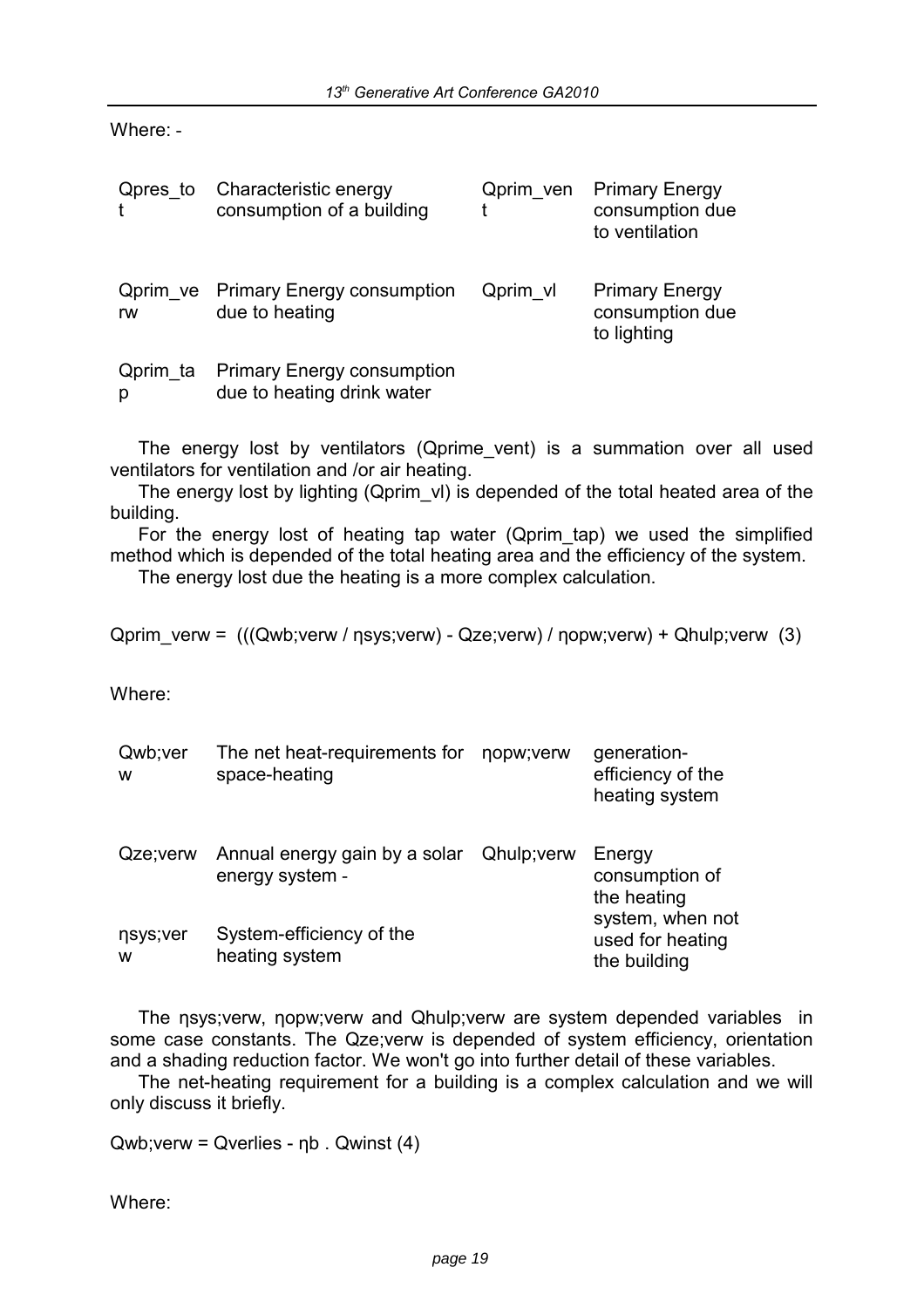Where: -

| | | | |
|---|---|---|---|
| Qpres_tot | Characteristic energy consumption of a building | Qprim_vent | Primary Energy consumption due to ventilation |
| Qprim_verw | Primary Energy consumption due to heating | Qprim_vl | Primary Energy consumption due to lighting |
| Qprim_tap | Primary Energy consumption due to heating drink water | | |

The energy lost by ventilators (Qprime_vent) is a summation over all used ventilators for ventilation and /or air heating.

The energy lost by lighting (Qprim_vl) is depended of the total heated area of the building.

For the energy lost of heating tap water (Qprim_tap) we used the simplified method which is depended of the total heating area and the efficiency of the system.

The energy lost due the heating is a more complex calculation.

$$Q_{prim\_verw} = (((Q_{wb;verw} / \eta_{sys;verw}) - Q_{ze;verw}) / \eta_{opw;verw}) + Q_{hulp;verw} \quad (3)$$

Where:

| | | | |
|---|---|---|---|
| Qwb;verw | The net heat-requirements for space-heating | ηopw;verw | generation-efficiency of the heating system |
| Qze;verw | Annual energy gain by a solar energy system - | Qhulp;verw | Energy consumption of the heating system, when not used for heating the building |
| ηsys;verw | System-efficiency of the heating system | | |

The ηsys;verw, ηopw;verw and Qhulp;verw are system depended variables in some case constants. The Qze;verw is depended of system efficiency, orientation and a shading reduction factor. We won't go into further detail of these variables.

The net-heating requirement for a building is a complex calculation and we will only discuss it briefly.

$$Q_{wb;verw} = Q_{verlies} - \eta_b \cdot Q_{winst} \quad (4)$$

Where: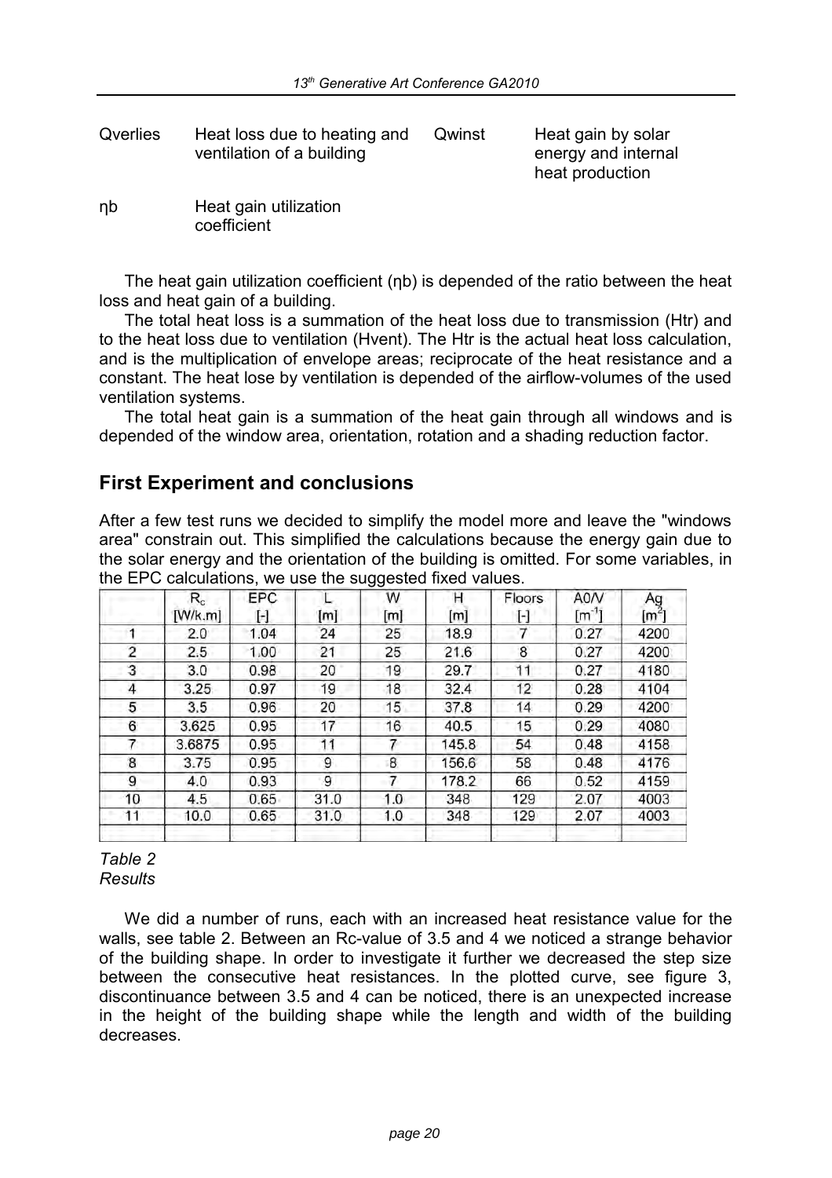| | | | |
|---|---|---|---|
| Qverlies | Heat loss due to heating and ventilation of a building | Qwinst | Heat gain by solar energy and internal heat production |
| ηb | Heat gain utilization coefficient | | |

The heat gain utilization coefficient (ηb) is depended of the ratio between the heat loss and heat gain of a building.

The total heat loss is a summation of the heat loss due to transmission (Htr) and to the heat loss due to ventilation (Hvent). The Htr is the actual heat loss calculation, and is the multiplication of envelope areas; reciprocate of the heat resistance and a constant. The heat lose by ventilation is depended of the airflow-volumes of the used ventilation systems.

The total heat gain is a summation of the heat gain through all windows and is depended of the window area, orientation, rotation and a shading reduction factor.

## First Experiment and conclusions

After a few test runs we decided to simplify the model more and leave the "windows area" constrain out. This simplified the calculations because the energy gain due to the solar energy and the orientation of the building is omitted. For some variables, in the EPC calculations, we use the suggested fixed values.

| | $R_c$ [W/k.m] | EPC [-] | L [m] | W [m] | H [m] | Floors [-] | A0/V [$m^{-1}$] | Ag [$m^2$] |
|---|---|---|---|---|---|---|---|---|
| 1 | 2.0 | 1.04 | 24 | 25 | 18.9 | 7 | 0.27 | 4200 |
| 2 | 2.5 | 1.00 | 21 | 25 | 21.6 | 8 | 0.27 | 4200 |
| 3 | 3.0 | 0.98 | 20 | 19 | 29.7 | 11 | 0.27 | 4180 |
| 4 | 3.25 | 0.97 | 19 | 18 | 32.4 | 12 | 0.28 | 4104 |
| 5 | 3.5 | 0.96 | 20 | 15 | 37.8 | 14 | 0.29 | 4200 |
| 6 | 3.625 | 0.95 | 17 | 16 | 40.5 | 15 | 0.29 | 4080 |
| 7 | 3.6875 | 0.95 | 11 | 7 | 145.8 | 54 | 0.48 | 4158 |
| 8 | 3.75 | 0.95 | 9 | 8 | 156.6 | 58 | 0.48 | 4176 |
| 9 | 4.0 | 0.93 | 9 | 7 | 178.2 | 66 | 0.52 | 4159 |
| 10 | 4.5 | 0.65 | 31.0 | 1.0 | 348 | 129 | 2.07 | 4003 |
| 11 | 10.0 | 0.65 | 31.0 | 1.0 | 348 | 129 | 2.07 | 4003 |
| | | | | | | | | |

*Table 2*
*Results*

We did a number of runs, each with an increased heat resistance value for the walls, see table 2. Between an Rc-value of 3.5 and 4 we noticed a strange behavior of the building shape. In order to investigate it further we decreased the step size between the consecutive heat resistances. In the plotted curve, see figure 3, discontinuance between 3.5 and 4 can be noticed, there is an unexpected increase in the height of the building shape while the length and width of the building decreases.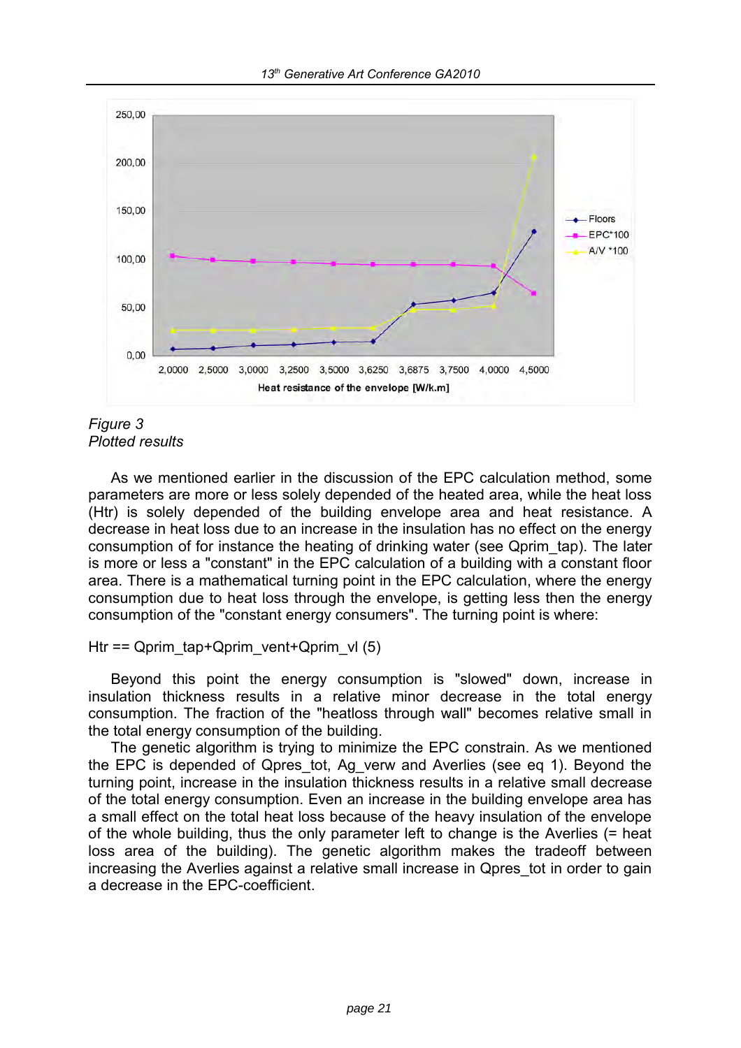Figure 3
Plotted results

As we mentioned earlier in the discussion of the EPC calculation method, some parameters are more or less solely depended of the heated area, while the heat loss (Htr) is solely depended of the building envelope area and heat resistance. A decrease in heat loss due to an increase in the insulation has no effect on the energy consumption of for instance the heating of drinking water (see Qprim_tap). The later is more or less a "constant" in the EPC calculation of a building with a constant floor area. There is a mathematical turning point in the EPC calculation, where the energy consumption due to heat loss through the envelope, is getting less then the energy consumption of the "constant energy consumers". The turning point is where:

Htr == Qprim_tap+Qprim_vent+Qprim_vl (5)

Beyond this point the energy consumption is "slowed" down, increase in insulation thickness results in a relative minor decrease in the total energy consumption. The fraction of the "heatloss through wall" becomes relative small in the total energy consumption of the building.

The genetic algorithm is trying to minimize the EPC constrain. As we mentioned the EPC is depended of Qpres_tot, Ag_verw and Averlies (see eq 1). Beyond the turning point, increase in the insulation thickness results in a relative small decrease of the total energy consumption. Even an increase in the building envelope area has a small effect on the total heat loss because of the heavy insulation of the envelope of the whole building, thus the only parameter left to change is the Averlies (= heat loss area of the building). The genetic algorithm makes the tradeoff between increasing the Averlies against a relative small increase in Qpres_tot in order to gain a decrease in the EPC-coefficient.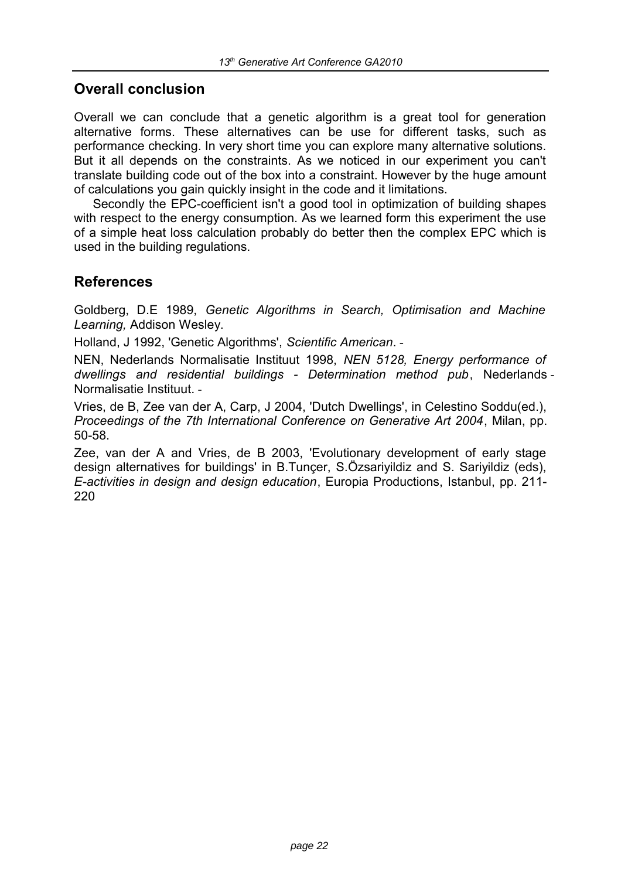## Overall conclusion

Overall we can conclude that a genetic algorithm is a great tool for generation alternative forms. These alternatives can be use for different tasks, such as performance checking. In very short time you can explore many alternative solutions. But it all depends on the constraints. As we noticed in our experiment you can't translate building code out of the box into a constraint. However by the huge amount of calculations you gain quickly insight in the code and it limitations.

Secondly the EPC-coefficient isn't a good tool in optimization of building shapes with respect to the energy consumption. As we learned form this experiment the use of a simple heat loss calculation probably do better then the complex EPC which is used in the building regulations.

## References

Goldberg, D.E 1989, *Genetic Algorithms in Search, Optimisation and Machine Learning,* Addison Wesley.

Holland, J 1992, 'Genetic Algorithms', *Scientific American*. -

NEN, Nederlands Normalisatie Instituut 1998, *NEN 5128, Energy performance of dwellings and residential buildings - Determination method pub*, Nederlands - Normalisatie Instituut. -

Vries, de B, Zee van der A, Carp, J 2004, 'Dutch Dwellings', in Celestino Soddu(ed.), *Proceedings of the 7th International Conference on Generative Art 2004*, Milan, pp. 50-58.

Zee, van der A and Vries, de B 2003, 'Evolutionary development of early stage design alternatives for buildings' in B.Tunçer, S.Özsariyildiz and S. Sariyildiz (eds), *E-activities in design and design education*, Europia Productions, Istanbul, pp. 211-220